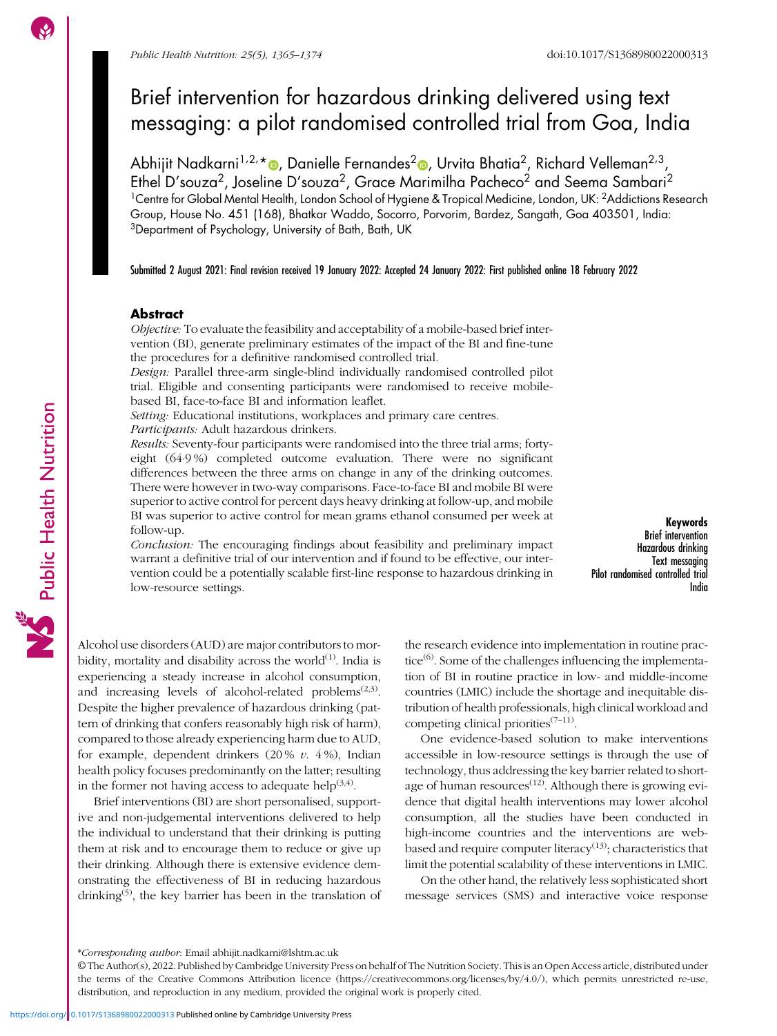# Brief intervention for hazardous drinking delivered using text messaging: a pilot randomised controlled trial from Goa, India

Abhijit Nadkarni[1,2,*], Danielle Fernandes[2], Urvita Bhatia[2], Richard Velleman[2,3], Ethel D'souza[2], Joseline D'souza[2], Grace Marimilha Pacheco[2] and Seema Sambari[2]

[1]Centre for Global Mental Health, London School of Hygiene & Tropical Medicine, London, UK: [2]Addictions Research Group, House No. 451 (168), Bhatkar Waddo, Socorro, Porvorim, Bardez, Sangath, Goa 403501, India: [3]Department of Psychology, University of Bath, Bath, UK

Submitted 2 August 2021: Final revision received 19 January 2022: Accepted 24 January 2022: First published online 18 February 2022

## Abstract

*Objective:* To evaluate the feasibility and acceptability of a mobile-based brief intervention (BI), generate preliminary estimates of the impact of the BI and fine-tune the procedures for a definitive randomised controlled trial.

*Design:* Parallel three-arm single-blind individually randomised controlled pilot trial. Eligible and consenting participants were randomised to receive mobile-based BI, face-to-face BI and information leaflet.

*Setting:* Educational institutions, workplaces and primary care centres.

*Participants:* Adult hazardous drinkers.

*Results:* Seventy-four participants were randomised into the three trial arms; forty-eight (64·9 %) completed outcome evaluation. There were no significant differences between the three arms on change in any of the drinking outcomes. There were however in two-way comparisons. Face-to-face BI and mobile BI were superior to active control for percent days heavy drinking at follow-up, and mobile BI was superior to active control for mean grams ethanol consumed per week at follow-up.

*Conclusion:* The encouraging findings about feasibility and preliminary impact warrant a definitive trial of our intervention and if found to be effective, our intervention could be a potentially scalable first-line response to hazardous drinking in low-resource settings.

**Keywords**
Brief intervention
Hazardous drinking
Text messaging
Pilot randomised controlled trial
India

Alcohol use disorders (AUD) are major contributors to morbidity, mortality and disability across the world[1]. India is experiencing a steady increase in alcohol consumption, and increasing levels of alcohol-related problems[2,3]. Despite the higher prevalence of hazardous drinking (pattern of drinking that confers reasonably high risk of harm), compared to those already experiencing harm due to AUD, for example, dependent drinkers (20 % *v.* 4 %), Indian health policy focuses predominantly on the latter; resulting in the former not having access to adequate help[3,4].

Brief interventions (BI) are short personalised, supportive and non-judgemental interventions delivered to help the individual to understand that their drinking is putting them at risk and to encourage them to reduce or give up their drinking. Although there is extensive evidence demonstrating the effectiveness of BI in reducing hazardous drinking[5], the key barrier has been in the translation of the research evidence into implementation in routine practice[6]. Some of the challenges influencing the implementation of BI in routine practice in low- and middle-income countries (LMIC) include the shortage and inequitable distribution of health professionals, high clinical workload and competing clinical priorities[7–11].

One evidence-based solution to make interventions accessible in low-resource settings is through the use of technology, thus addressing the key barrier related to shortage of human resources[12]. Although there is growing evidence that digital health interventions may lower alcohol consumption, all the studies have been conducted in high-income countries and the interventions are web-based and require computer literacy[13]; characteristics that limit the potential scalability of these interventions in LMIC.

On the other hand, the relatively less sophisticated short message services (SMS) and interactive voice response

*Corresponding author: Email abhijit.nadkarni@lshtm.ac.uk

© The Author(s), 2022. Published by Cambridge University Press on behalf of The Nutrition Society. This is an Open Access article, distributed under the terms of the Creative Commons Attribution licence (https://creativecommons.org/licenses/by/4.0/), which permits unrestricted re-use, distribution, and reproduction in any medium, provided the original work is properly cited.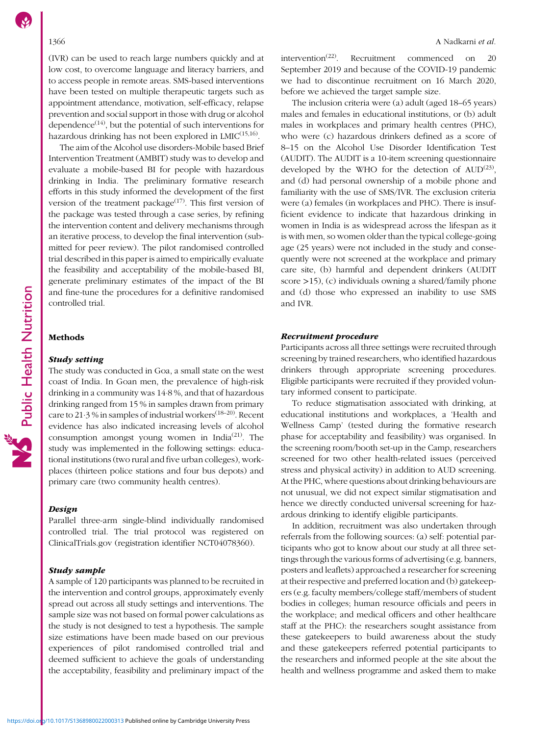(IVR) can be used to reach large numbers quickly and at low cost, to overcome language and literacy barriers, and to access people in remote areas. SMS-based interventions have been tested on multiple therapeutic targets such as appointment attendance, motivation, self-efficacy, relapse prevention and social support in those with drug or alcohol dependence[14], but the potential of such interventions for hazardous drinking has not been explored in LMIC[15,16].

The aim of the Alcohol use disorders-Mobile based Brief Intervention Treatment (AMBIT) study was to develop and evaluate a mobile-based BI for people with hazardous drinking in India. The preliminary formative research efforts in this study informed the development of the first version of the treatment package[17]. This first version of the package was tested through a case series, by refining the intervention content and delivery mechanisms through an iterative process, to develop the final intervention (submitted for peer review). The pilot randomised controlled trial described in this paper is aimed to empirically evaluate the feasibility and acceptability of the mobile-based BI, generate preliminary estimates of the impact of the BI and fine-tune the procedures for a definitive randomised controlled trial.

## Methods

### Study setting

The study was conducted in Goa, a small state on the west coast of India. In Goan men, the prevalence of high-risk drinking in a community was 14·8 %, and that of hazardous drinking ranged from 15 % in samples drawn from primary care to 21·3 % in samples of industrial workers[18–20]. Recent evidence has also indicated increasing levels of alcohol consumption amongst young women in India[21]. The study was implemented in the following settings: educational institutions (two rural and five urban colleges), workplaces (thirteen police stations and four bus depots) and primary care (two community health centres).

### Design

Parallel three-arm single-blind individually randomised controlled trial. The trial protocol was registered on ClinicalTrials.gov (registration identifier NCT04078360).

### Study sample

A sample of 120 participants was planned to be recruited in the intervention and control groups, approximately evenly spread out across all study settings and interventions. The sample size was not based on formal power calculations as the study is not designed to test a hypothesis. The sample size estimations have been made based on our previous experiences of pilot randomised controlled trial and deemed sufficient to achieve the goals of understanding the acceptability, feasibility and preliminary impact of the intervention[22]. Recruitment commenced on 20 September 2019 and because of the COVID-19 pandemic we had to discontinue recruitment on 16 March 2020, before we achieved the target sample size.

The inclusion criteria were (a) adult (aged 18–65 years) males and females in educational institutions, or (b) adult males in workplaces and primary health centres (PHC), who were (c) hazardous drinkers defined as a score of 8–15 on the Alcohol Use Disorder Identification Test (AUDIT). The AUDIT is a 10-item screening questionnaire developed by the WHO for the detection of AUD[23], and (d) had personal ownership of a mobile phone and familiarity with the use of SMS/IVR. The exclusion criteria were (a) females (in workplaces and PHC). There is insufficient evidence to indicate that hazardous drinking in women in India is as widespread across the lifespan as it is with men, so women older than the typical college-going age (25 years) were not included in the study and consequently were not screened at the workplace and primary care site, (b) harmful and dependent drinkers (AUDIT score >15), (c) individuals owning a shared/family phone and (d) those who expressed an inability to use SMS and IVR.

### Recruitment procedure

Participants across all three settings were recruited through screening by trained researchers, who identified hazardous drinkers through appropriate screening procedures. Eligible participants were recruited if they provided voluntary informed consent to participate.

To reduce stigmatisation associated with drinking, at educational institutions and workplaces, a 'Health and Wellness Camp' (tested during the formative research phase for acceptability and feasibility) was organised. In the screening room/booth set-up in the Camp, researchers screened for two other health-related issues (perceived stress and physical activity) in addition to AUD screening. At the PHC, where questions about drinking behaviours are not unusual, we did not expect similar stigmatisation and hence we directly conducted universal screening for hazardous drinking to identify eligible participants.

In addition, recruitment was also undertaken through referrals from the following sources: (a) self: potential participants who got to know about our study at all three settings through the various forms of advertising (e.g. banners, posters and leaflets) approached a researcher for screening at their respective and preferred location and (b) gatekeepers (e.g. faculty members/college staff/members of student bodies in colleges; human resource officials and peers in the workplace; and medical officers and other healthcare staff at the PHC): the researchers sought assistance from these gatekeepers to build awareness about the study and these gatekeepers referred potential participants to the researchers and informed people at the site about the health and wellness programme and asked them to make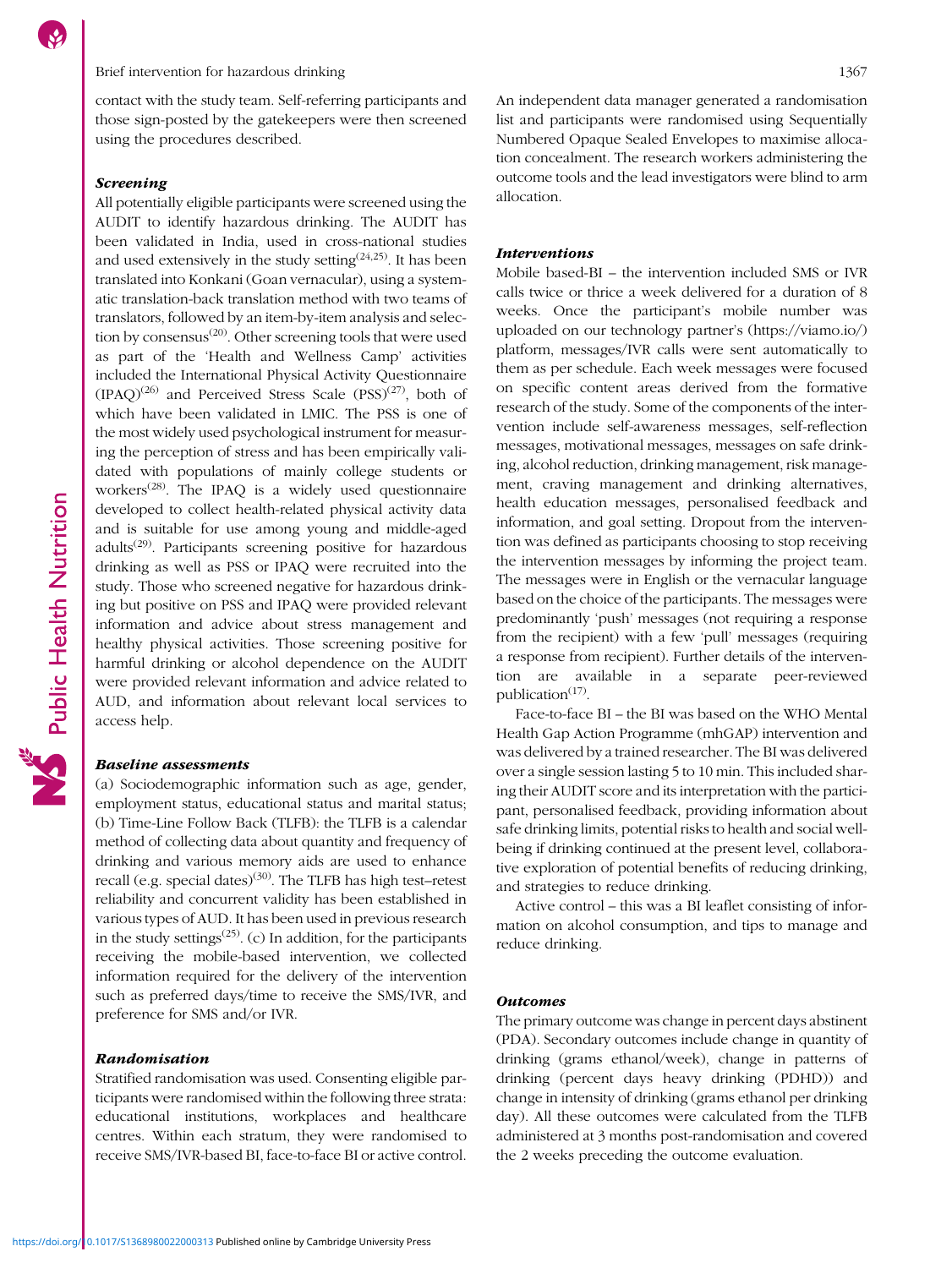contact with the study team. Self-referring participants and those sign-posted by the gatekeepers were then screened using the procedures described.

### *Screening*

All potentially eligible participants were screened using the AUDIT to identify hazardous drinking. The AUDIT has been validated in India, used in cross-national studies and used extensively in the study setting[24,25]. It has been translated into Konkani (Goan vernacular), using a systematic translation-back translation method with two teams of translators, followed by an item-by-item analysis and selection by consensus[20]. Other screening tools that were used as part of the 'Health and Wellness Camp' activities included the International Physical Activity Questionnaire (IPAQ)[26] and Perceived Stress Scale (PSS)[27], both of which have been validated in LMIC. The PSS is one of the most widely used psychological instrument for measuring the perception of stress and has been empirically validated with populations of mainly college students or workers[28]. The IPAQ is a widely used questionnaire developed to collect health-related physical activity data and is suitable for use among young and middle-aged adults[29]. Participants screening positive for hazardous drinking as well as PSS or IPAQ were recruited into the study. Those who screened negative for hazardous drinking but positive on PSS and IPAQ were provided relevant information and advice about stress management and healthy physical activities. Those screening positive for harmful drinking or alcohol dependence on the AUDIT were provided relevant information and advice related to AUD, and information about relevant local services to access help.

### *Baseline assessments*

(a) Sociodemographic information such as age, gender, employment status, educational status and marital status; (b) Time-Line Follow Back (TLFB): the TLFB is a calendar method of collecting data about quantity and frequency of drinking and various memory aids are used to enhance recall (e.g. special dates)[30]. The TLFB has high test–retest reliability and concurrent validity has been established in various types of AUD. It has been used in previous research in the study settings[25]. (c) In addition, for the participants receiving the mobile-based intervention, we collected information required for the delivery of the intervention such as preferred days/time to receive the SMS/IVR, and preference for SMS and/or IVR.

### *Randomisation*

Stratified randomisation was used. Consenting eligible participants were randomised within the following three strata: educational institutions, workplaces and healthcare centres. Within each stratum, they were randomised to receive SMS/IVR-based BI, face-to-face BI or active control. An independent data manager generated a randomisation list and participants were randomised using Sequentially Numbered Opaque Sealed Envelopes to maximise allocation concealment. The research workers administering the outcome tools and the lead investigators were blind to arm allocation.

### *Interventions*

Mobile based-BI – the intervention included SMS or IVR calls twice or thrice a week delivered for a duration of 8 weeks. Once the participant's mobile number was uploaded on our technology partner's (https://viamo.io/) platform, messages/IVR calls were sent automatically to them as per schedule. Each week messages were focused on specific content areas derived from the formative research of the study. Some of the components of the intervention include self-awareness messages, self-reflection messages, motivational messages, messages on safe drinking, alcohol reduction, drinking management, risk management, craving management and drinking alternatives, health education messages, personalised feedback and information, and goal setting. Dropout from the intervention was defined as participants choosing to stop receiving the intervention messages by informing the project team. The messages were in English or the vernacular language based on the choice of the participants. The messages were predominantly 'push' messages (not requiring a response from the recipient) with a few 'pull' messages (requiring a response from recipient). Further details of the intervention are available in a separate peer-reviewed publication[17].

Face-to-face BI – the BI was based on the WHO Mental Health Gap Action Programme (mhGAP) intervention and was delivered by a trained researcher. The BI was delivered over a single session lasting 5 to 10 min. This included sharing their AUDIT score and its interpretation with the participant, personalised feedback, providing information about safe drinking limits, potential risks to health and social well-being if drinking continued at the present level, collaborative exploration of potential benefits of reducing drinking, and strategies to reduce drinking.

Active control – this was a BI leaflet consisting of information on alcohol consumption, and tips to manage and reduce drinking.

### *Outcomes*

The primary outcome was change in percent days abstinent (PDA). Secondary outcomes include change in quantity of drinking (grams ethanol/week), change in patterns of drinking (percent days heavy drinking (PDHD)) and change in intensity of drinking (grams ethanol per drinking day). All these outcomes were calculated from the TLFB administered at 3 months post-randomisation and covered the 2 weeks preceding the outcome evaluation.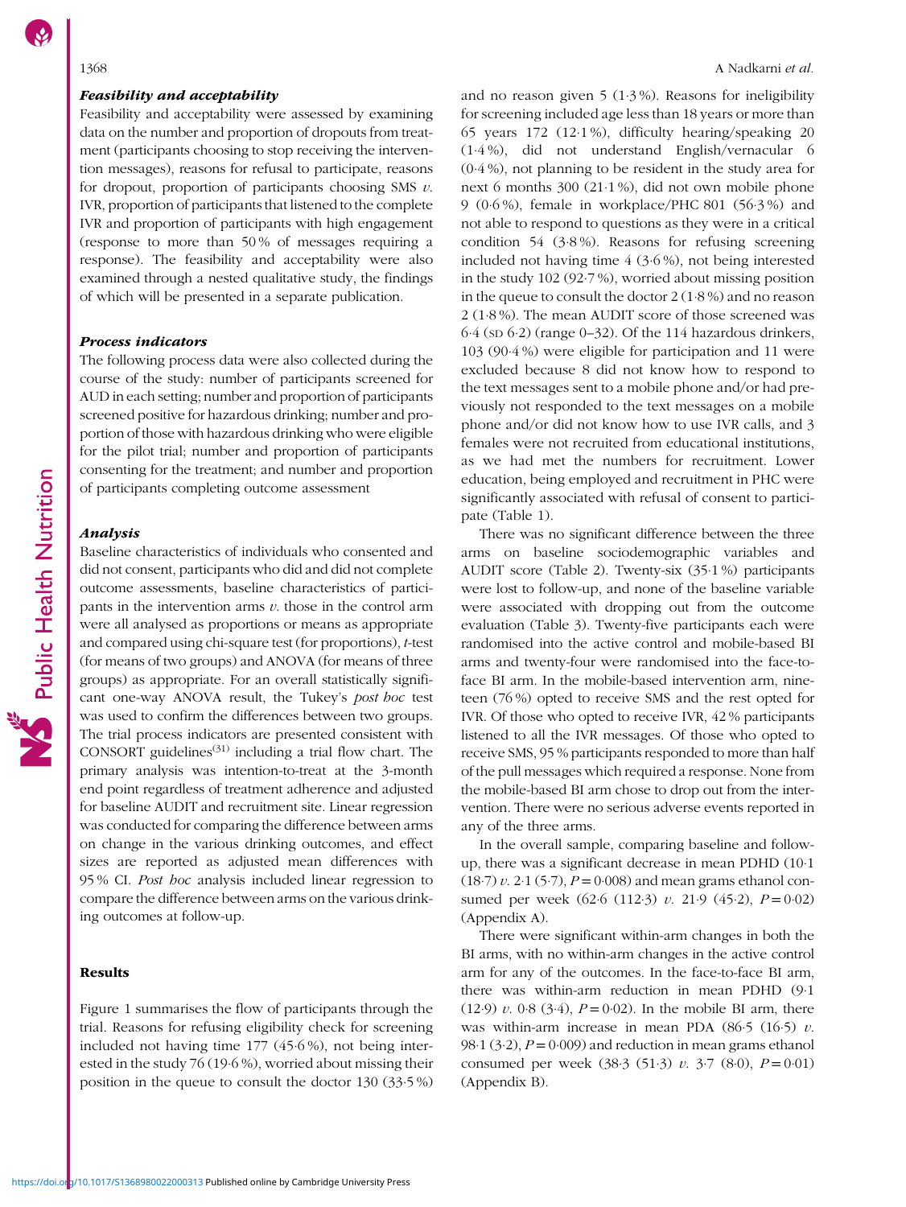### *Feasibility and acceptability*

Feasibility and acceptability were assessed by examining data on the number and proportion of dropouts from treatment (participants choosing to stop receiving the intervention messages), reasons for refusal to participate, reasons for dropout, proportion of participants choosing SMS *v.* IVR, proportion of participants that listened to the complete IVR and proportion of participants with high engagement (response to more than 50 % of messages requiring a response). The feasibility and acceptability were also examined through a nested qualitative study, the findings of which will be presented in a separate publication.

### *Process indicators*

The following process data were also collected during the course of the study: number of participants screened for AUD in each setting; number and proportion of participants screened positive for hazardous drinking; number and proportion of those with hazardous drinking who were eligible for the pilot trial; number and proportion of participants consenting for the treatment; and number and proportion of participants completing outcome assessment

### *Analysis*

Baseline characteristics of individuals who consented and did not consent, participants who did and did not complete outcome assessments, baseline characteristics of participants in the intervention arms *v.* those in the control arm were all analysed as proportions or means as appropriate and compared using chi-square test (for proportions), *t*-test (for means of two groups) and ANOVA (for means of three groups) as appropriate. For an overall statistically significant one-way ANOVA result, the Tukey's *post hoc* test was used to confirm the differences between two groups. The trial process indicators are presented consistent with CONSORT guidelines[31] including a trial flow chart. The primary analysis was intention-to-treat at the 3-month end point regardless of treatment adherence and adjusted for baseline AUDIT and recruitment site. Linear regression was conducted for comparing the difference between arms on change in the various drinking outcomes, and effect sizes are reported as adjusted mean differences with 95 % CI. *Post hoc* analysis included linear regression to compare the difference between arms on the various drinking outcomes at follow-up.

## Results

Figure 1 summarises the flow of participants through the trial. Reasons for refusing eligibility check for screening included not having time 177 (45·6 %), not being interested in the study 76 (19·6 %), worried about missing their position in the queue to consult the doctor 130 (33·5 %) and no reason given 5 (1·3 %). Reasons for ineligibility for screening included age less than 18 years or more than 65 years 172 (12·1 %), difficulty hearing/speaking 20 (1·4 %), did not understand English/vernacular 6 (0·4 %), not planning to be resident in the study area for next 6 months 300 (21·1 %), did not own mobile phone 9 (0·6 %), female in workplace/PHC 801 (56·3 %) and not able to respond to questions as they were in a critical condition 54 (3·8 %). Reasons for refusing screening included not having time 4 (3·6 %), not being interested in the study 102 (92·7 %), worried about missing position in the queue to consult the doctor 2 (1·8 %) and no reason 2 (1·8 %). The mean AUDIT score of those screened was 6·4 (SD 6·2) (range 0–32). Of the 114 hazardous drinkers, 103 (90·4 %) were eligible for participation and 11 were excluded because 8 did not know how to respond to the text messages sent to a mobile phone and/or had previously not responded to the text messages on a mobile phone and/or did not know how to use IVR calls, and 3 females were not recruited from educational institutions, as we had met the numbers for recruitment. Lower education, being employed and recruitment in PHC were significantly associated with refusal of consent to participate (Table 1).

There was no significant difference between the three arms on baseline sociodemographic variables and AUDIT score (Table 2). Twenty-six (35·1 %) participants were lost to follow-up, and none of the baseline variable were associated with dropping out from the outcome evaluation (Table 3). Twenty-five participants each were randomised into the active control and mobile-based BI arms and twenty-four were randomised into the face-to-face BI arm. In the mobile-based intervention arm, nineteen (76 %) opted to receive SMS and the rest opted for IVR. Of those who opted to receive IVR, 42 % participants listened to all the IVR messages. Of those who opted to receive SMS, 95 % participants responded to more than half of the pull messages which required a response. None from the mobile-based BI arm chose to drop out from the intervention. There were no serious adverse events reported in any of the three arms.

In the overall sample, comparing baseline and follow-up, there was a significant decrease in mean PDHD (10·1 (18·7) *v.* 2·1 (5·7), $P = 0·008$) and mean grams ethanol consumed per week (62·6 (112·3) *v.* 21·9 (45·2), $P = 0·02$) (Appendix A).

There were significant within-arm changes in both the BI arms, with no within-arm changes in the active control arm for any of the outcomes. In the face-to-face BI arm, there was within-arm reduction in mean PDHD (9·1 (12·9) *v.* 0·8 (3·4), $P = 0·02$). In the mobile BI arm, there was within-arm increase in mean PDA (86·5 (16·5) *v.* 98·1 (3·2), $P = 0·009$) and reduction in mean grams ethanol consumed per week (38·3 (51·3) *v.* 3·7 (8·0), $P = 0·01$) (Appendix B).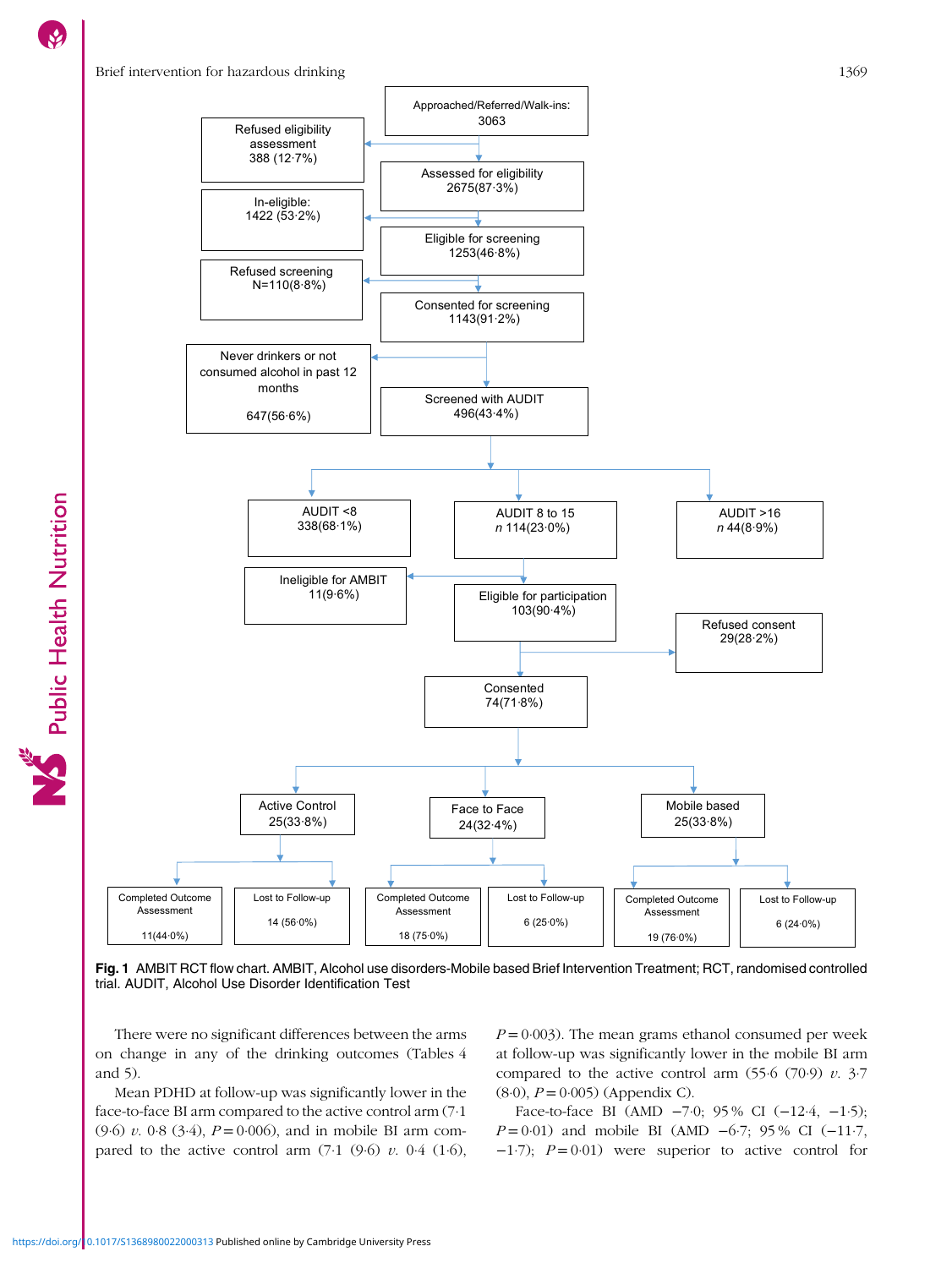Approached/Referred/Walk-ins: 3063

Refused eligibility assessment 388 (12·7%)

Assessed for eligibility 2675(87·3%)

In-eligible: 1422 (53·2%)

Eligible for screening 1253(46·8%)

Refused screening N=110(8·8%)

Consented for screening 1143(91·2%)

Never drinkers or not consumed alcohol in past 12 months 647(56·6%)

Screened with AUDIT 496(43·4%)

AUDIT <8 338(68·1%)

AUDIT 8 to 15 *n* 114(23·0%)

AUDIT >16 *n* 44(8·9%)

Ineligible for AMBIT 11(9·6%)

Eligible for participation 103(90·4%)

Refused consent 29(28·2%)

Consented 74(71·8%)

Active Control 25(33·8%)

Face to Face 24(32·4%)

Mobile based 25(33·8%)

Completed Outcome Assessment 11(44·0%)

Lost to Follow-up 14 (56·0%)

Completed Outcome Assessment 18 (75·0%)

Lost to Follow-up 6 (25·0%)

Completed Outcome Assessment 19 (76·0%)

Lost to Follow-up 6 (24·0%)

**Fig. 1** AMBIT RCT flow chart. AMBIT, Alcohol use disorders-Mobile based Brief Intervention Treatment; RCT, randomised controlled trial. AUDIT, Alcohol Use Disorder Identification Test

There were no significant differences between the arms on change in any of the drinking outcomes (Tables 4 and 5).

Mean PDHD at follow-up was significantly lower in the face-to-face BI arm compared to the active control arm (7·1 (9·6) *v.* 0·8 (3·4), $P = 0{\cdot}006$), and in mobile BI arm compared to the active control arm (7·1 (9·6) *v.* 0·4 (1·6), $P = 0{\cdot}003$). The mean grams ethanol consumed per week at follow-up was significantly lower in the mobile BI arm compared to the active control arm (55·6 (70·9) *v.* 3·7 (8·0), $P = 0{\cdot}005$) (Appendix C).

Face-to-face BI (AMD −7·0; 95 % CI (−12·4, −1·5); $P = 0{\cdot}01$) and mobile BI (AMD −6·7; 95 % CI (−11·7, −1·7); $P = 0{\cdot}01$) were superior to active control for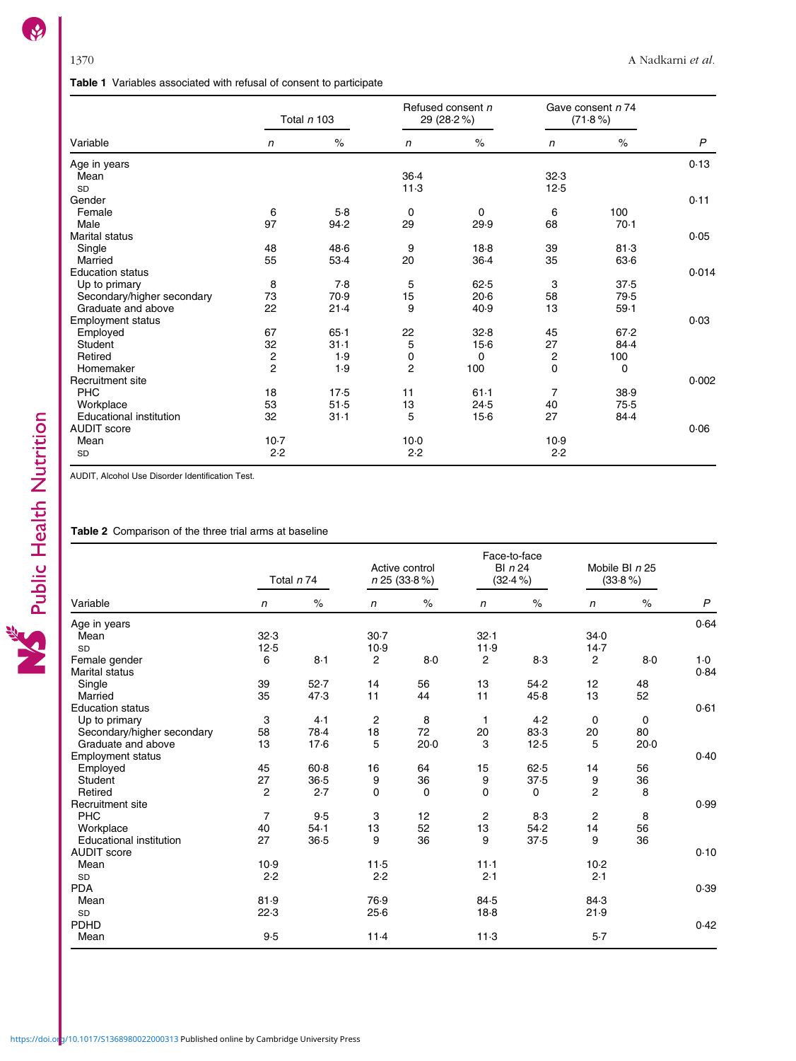**Table 1** Variables associated with refusal of consent to participate

| Variable | Total *n* 103 | | Refused consent *n* 29 (28·2 %) | | Gave consent *n* 74 (71·8 %) | | |
|---|---|---|---|---|---|---|---|
| | *n* | % | *n* | % | *n* | % | *P* |
| Age in years | | | | | | | 0·13 |
| Mean | | | 36·4 | | 32·3 | | |
| SD | | | 11·3 | | 12·5 | | |
| Gender | | | | | | | 0·11 |
| Female | 6 | 5·8 | 0 | 0 | 6 | 100 | |
| Male | 97 | 94·2 | 29 | 29·9 | 68 | 70·1 | |
| Marital status | | | | | | | 0·05 |
| Single | 48 | 48·6 | 9 | 18·8 | 39 | 81·3 | |
| Married | 55 | 53·4 | 20 | 36·4 | 35 | 63·6 | |
| Education status | | | | | | | 0·014 |
| Up to primary | 8 | 7·8 | 5 | 62·5 | 3 | 37·5 | |
| Secondary/higher secondary | 73 | 70·9 | 15 | 20·6 | 58 | 79·5 | |
| Graduate and above | 22 | 21·4 | 9 | 40·9 | 13 | 59·1 | |
| Employment status | | | | | | | 0·03 |
| Employed | 67 | 65·1 | 22 | 32·8 | 45 | 67·2 | |
| Student | 32 | 31·1 | 5 | 15·6 | 27 | 84·4 | |
| Retired | 2 | 1·9 | 0 | 0 | 2 | 100 | |
| Homemaker | 2 | 1·9 | 2 | 100 | 0 | 0 | |
| Recruitment site | | | | | | | 0·002 |
| PHC | 18 | 17·5 | 11 | 61·1 | 7 | 38·9 | |
| Workplace | 53 | 51·5 | 13 | 24·5 | 40 | 75·5 | |
| Educational institution | 32 | 31·1 | 5 | 15·6 | 27 | 84·4 | |
| AUDIT score | | | | | | | 0·06 |
| Mean | 10·7 | | 10·0 | | 10·9 | | |
| SD | 2·2 | | 2·2 | | 2·2 | | |

AUDIT, Alcohol Use Disorder Identification Test.

**Table 2** Comparison of the three trial arms at baseline

| Variable | Total *n* 74 | | Active control *n* 25 (33·8 %) | | Face-to-face BI *n* 24 (32·4 %) | | Mobile BI *n* 25 (33·8 %) | | |
|---|---|---|---|---|---|---|---|---|---|
| | *n* | % | *n* | % | *n* | % | *n* | % | *P* |
| Age in years | | | | | | | | | 0·64 |
| Mean | 32·3 | | 30·7 | | 32·1 | | 34·0 | | |
| SD | 12·5 | | 10·9 | | 11·9 | | 14·7 | | |
| Female gender | 6 | 8·1 | 2 | 8·0 | 2 | 8·3 | 2 | 8·0 | 1·0 |
| Marital status | | | | | | | | | 0·84 |
| Single | 39 | 52·7 | 14 | 56 | 13 | 54·2 | 12 | 48 | |
| Married | 35 | 47·3 | 11 | 44 | 11 | 45·8 | 13 | 52 | |
| Education status | | | | | | | | | 0·61 |
| Up to primary | 3 | 4·1 | 2 | 8 | 1 | 4·2 | 0 | 0 | |
| Secondary/higher secondary | 58 | 78·4 | 18 | 72 | 20 | 83·3 | 20 | 80 | |
| Graduate and above | 13 | 17·6 | 5 | 20·0 | 3 | 12·5 | 5 | 20·0 | |
| Employment status | | | | | | | | | 0·40 |
| Employed | 45 | 60·8 | 16 | 64 | 15 | 62·5 | 14 | 56 | |
| Student | 27 | 36·5 | 9 | 36 | 9 | 37·5 | 9 | 36 | |
| Retired | 2 | 2·7 | 0 | 0 | 0 | 0 | 2 | 8 | |
| Recruitment site | | | | | | | | | 0·99 |
| PHC | 7 | 9·5 | 3 | 12 | 2 | 8·3 | 2 | 8 | |
| Workplace | 40 | 54·1 | 13 | 52 | 13 | 54·2 | 14 | 56 | |
| Educational institution | 27 | 36·5 | 9 | 36 | 9 | 37·5 | 9 | 36 | |
| AUDIT score | | | | | | | | | 0·10 |
| Mean | 10·9 | | 11·5 | | 11·1 | | 10·2 | | |
| SD | 2·2 | | 2·2 | | 2·1 | | 2·1 | | |
| PDA | | | | | | | | | 0·39 |
| Mean | 81·9 | | 76·9 | | 84·5 | | 84·3 | | |
| SD | 22·3 | | 25·6 | | 18·8 | | 21·9 | | |
| PDHD | | | | | | | | | 0·42 |
| Mean | 9·5 | | 11·4 | | 11·3 | | 5·7 | | |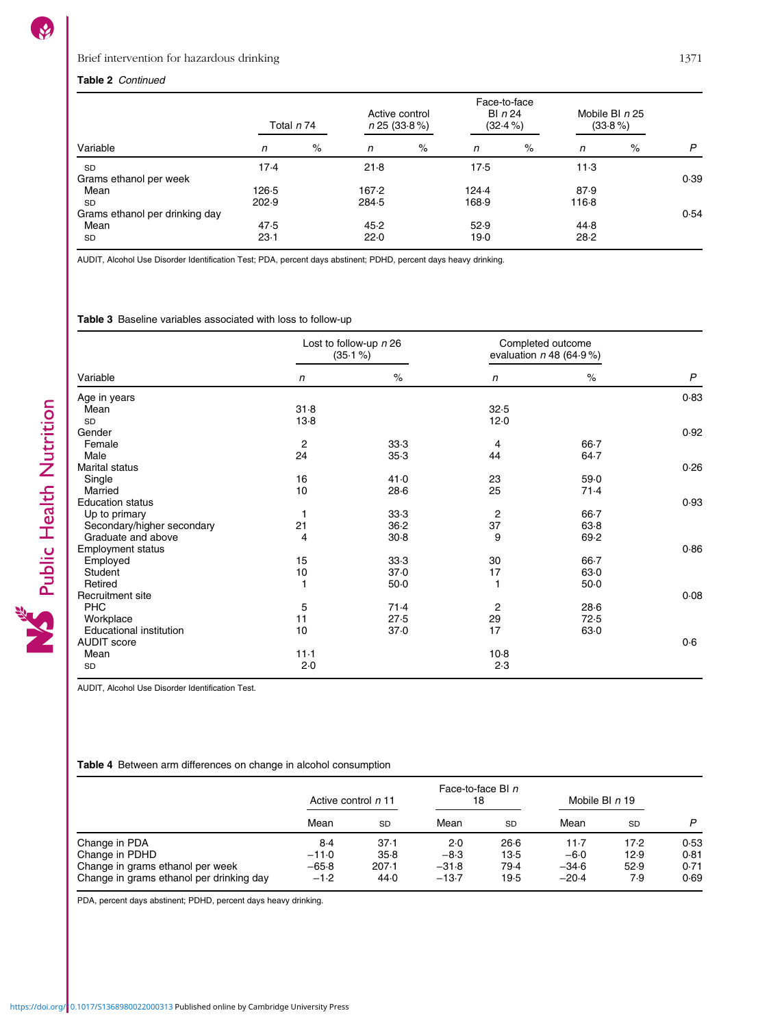**Table 2** *Continued*

| Variable | Total *n* 74 | | Active control *n* 25 (33·8 %) | | Face-to-face BI *n* 24 (32·4 %) | | Mobile BI *n* 25 (33·8 %) | | |
|---|---|---|---|---|---|---|---|---|---|
| | *n* | % | *n* | % | *n* | % | *n* | % | *P* |
| SD | 17·4 | | 21·8 | | 17·5 | | 11·3 | | |
| Grams ethanol per week | | | | | | | | | 0·39 |
| Mean | 126·5 | | 167·2 | | 124·4 | | 87·9 | | |
| SD | 202·9 | | 284·5 | | 168·9 | | 116·8 | | |
| Grams ethanol per drinking day | | | | | | | | | 0·54 |
| Mean | 47·5 | | 45·2 | | 52·9 | | 44·8 | | |
| SD | 23·1 | | 22·0 | | 19·0 | | 28·2 | | |

AUDIT, Alcohol Use Disorder Identification Test; PDA, percent days abstinent; PDHD, percent days heavy drinking.

**Table 3** Baseline variables associated with loss to follow-up

| Variable | Lost to follow-up *n* 26 (35·1 %) | | Completed outcome evaluation *n* 48 (64·9 %) | | |
|---|---|---|---|---|---|
| | *n* | % | *n* | % | *P* |
| Age in years | | | | | 0·83 |
| Mean | 31·8 | | 32·5 | | |
| SD | 13·8 | | 12·0 | | |
| Gender | | | | | 0·92 |
| Female | 2 | 33·3 | 4 | 66·7 | |
| Male | 24 | 35·3 | 44 | 64·7 | |
| Marital status | | | | | 0·26 |
| Single | 16 | 41·0 | 23 | 59·0 | |
| Married | 10 | 28·6 | 25 | 71·4 | |
| Education status | | | | | 0·93 |
| Up to primary | 1 | 33·3 | 2 | 66·7 | |
| Secondary/higher secondary | 21 | 36·2 | 37 | 63·8 | |
| Graduate and above | 4 | 30·8 | 9 | 69·2 | |
| Employment status | | | | | 0·86 |
| Employed | 15 | 33·3 | 30 | 66·7 | |
| Student | 10 | 37·0 | 17 | 63·0 | |
| Retired | 1 | 50·0 | 1 | 50·0 | |
| Recruitment site | | | | | 0·08 |
| PHC | 5 | 71·4 | 2 | 28·6 | |
| Workplace | 11 | 27·5 | 29 | 72·5 | |
| Educational institution | 10 | 37·0 | 17 | 63·0 | |
| AUDIT score | | | | | 0·6 |
| Mean | 11·1 | | 10·8 | | |
| SD | 2·0 | | 2·3 | | |

AUDIT, Alcohol Use Disorder Identification Test.

**Table 4** Between arm differences on change in alcohol consumption

| | Active control *n* 11 | | Face-to-face BI *n* 18 | | Mobile BI *n* 19 | | |
|---|---|---|---|---|---|---|---|
| | Mean | SD | Mean | SD | Mean | SD | *P* |
| Change in PDA | 8·4 | 37·1 | 2·0 | 26·6 | 11·7 | 17·2 | 0·53 |
| Change in PDHD | −11·0 | 35·8 | −8·3 | 13·5 | −6·0 | 12·9 | 0·81 |
| Change in grams ethanol per week | −65·8 | 207·1 | −31·8 | 79·4 | −34·6 | 52·9 | 0·71 |
| Change in grams ethanol per drinking day | −1·2 | 44·0 | −13·7 | 19·5 | −20·4 | 7·9 | 0·69 |

PDA, percent days abstinent; PDHD, percent days heavy drinking.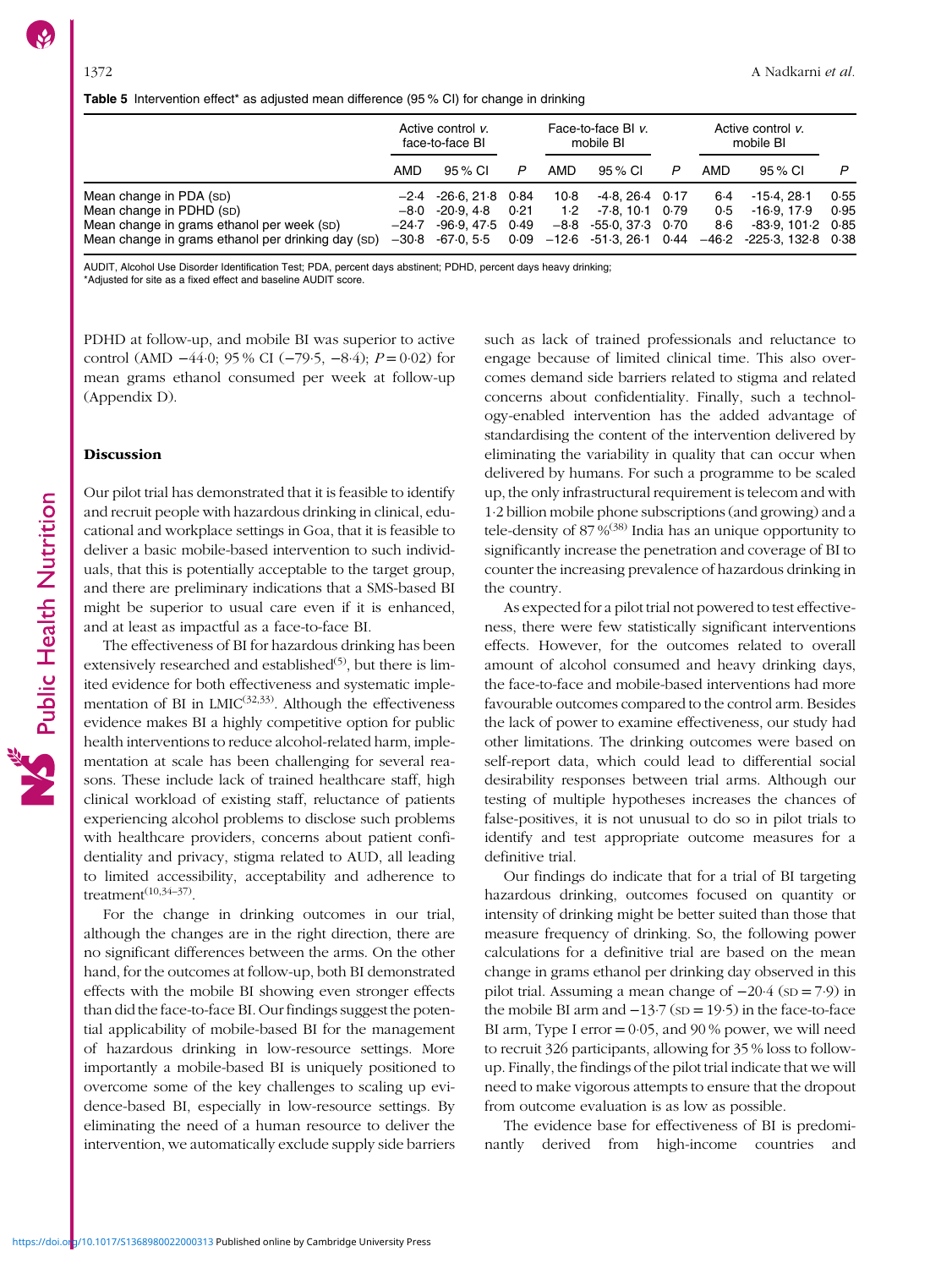**Table 5** Intervention effect* as adjusted mean difference (95 % CI) for change in drinking

| | Active control v. face-to-face BI | | | Face-to-face BI v. mobile BI | | | Active control v. mobile BI | | |
|---|---|---|---|---|---|---|---|---|---|
| | AMD | 95 % CI | P | AMD | 95 % CI | P | AMD | 95 % CI | P |
| Mean change in PDA (SD) | −2·4 | -26·6, 21·8 | 0·84 | 10·8 | -4·8, 26·4 | 0·17 | 6·4 | -15·4, 28·1 | 0·55 |
| Mean change in PDHD (SD) | −8·0 | -20·9, 4·8 | 0·21 | 1·2 | -7·8, 10·1 | 0·79 | 0·5 | -16·9, 17·9 | 0·95 |
| Mean change in grams ethanol per week (SD) | −24·7 | -96·9, 47·5 | 0·49 | −8·8 | -55·0, 37·3 | 0·70 | 8·6 | -83·9, 101·2 | 0·85 |
| Mean change in grams ethanol per drinking day (SD) | −30·8 | -67·0, 5·5 | 0·09 | −12·6 | -51·3, 26·1 | 0·44 | −46·2 | -225·3, 132·8 | 0·38 |

AUDIT, Alcohol Use Disorder Identification Test; PDA, percent days abstinent; PDHD, percent days heavy drinking;
*Adjusted for site as a fixed effect and baseline AUDIT score.

PDHD at follow-up, and mobile BI was superior to active control (AMD −44·0; 95 % CI (−79·5, −8·4); $P = 0·02$) for mean grams ethanol consumed per week at follow-up (Appendix D).

## Discussion

Our pilot trial has demonstrated that it is feasible to identify and recruit people with hazardous drinking in clinical, educational and workplace settings in Goa, that it is feasible to deliver a basic mobile-based intervention to such individuals, that this is potentially acceptable to the target group, and there are preliminary indications that a SMS-based BI might be superior to usual care even if it is enhanced, and at least as impactful as a face-to-face BI.

The effectiveness of BI for hazardous drinking has been extensively researched and established[5], but there is limited evidence for both effectiveness and systematic implementation of BI in LMIC[32,33]. Although the effectiveness evidence makes BI a highly competitive option for public health interventions to reduce alcohol-related harm, implementation at scale has been challenging for several reasons. These include lack of trained healthcare staff, high clinical workload of existing staff, reluctance of patients experiencing alcohol problems to disclose such problems with healthcare providers, concerns about patient confidentiality and privacy, stigma related to AUD, all leading to limited accessibility, acceptability and adherence to treatment[10,34–37].

For the change in drinking outcomes in our trial, although the changes are in the right direction, there are no significant differences between the arms. On the other hand, for the outcomes at follow-up, both BI demonstrated effects with the mobile BI showing even stronger effects than did the face-to-face BI. Our findings suggest the potential applicability of mobile-based BI for the management of hazardous drinking in low-resource settings. More importantly a mobile-based BI is uniquely positioned to overcome some of the key challenges to scaling up evidence-based BI, especially in low-resource settings. By eliminating the need of a human resource to deliver the intervention, we automatically exclude supply side barriers such as lack of trained professionals and reluctance to engage because of limited clinical time. This also overcomes demand side barriers related to stigma and related concerns about confidentiality. Finally, such a technology-enabled intervention has the added advantage of standardising the content of the intervention delivered by eliminating the variability in quality that can occur when delivered by humans. For such a programme to be scaled up, the only infrastructural requirement is telecom and with 1·2 billion mobile phone subscriptions (and growing) and a tele-density of 87 %[38] India has an unique opportunity to significantly increase the penetration and coverage of BI to counter the increasing prevalence of hazardous drinking in the country.

As expected for a pilot trial not powered to test effectiveness, there were few statistically significant interventions effects. However, for the outcomes related to overall amount of alcohol consumed and heavy drinking days, the face-to-face and mobile-based interventions had more favourable outcomes compared to the control arm. Besides the lack of power to examine effectiveness, our study had other limitations. The drinking outcomes were based on self-report data, which could lead to differential social desirability responses between trial arms. Although our testing of multiple hypotheses increases the chances of false-positives, it is not unusual to do so in pilot trials to identify and test appropriate outcome measures for a definitive trial.

Our findings do indicate that for a trial of BI targeting hazardous drinking, outcomes focused on quantity or intensity of drinking might be better suited than those that measure frequency of drinking. So, the following power calculations for a definitive trial are based on the mean change in grams ethanol per drinking day observed in this pilot trial. Assuming a mean change of −20·4 (SD = 7·9) in the mobile BI arm and −13·7 (SD = 19·5) in the face-to-face BI arm, Type I error = 0·05, and 90 % power, we will need to recruit 326 participants, allowing for 35 % loss to follow-up. Finally, the findings of the pilot trial indicate that we will need to make vigorous attempts to ensure that the dropout from outcome evaluation is as low as possible.

The evidence base for effectiveness of BI is predominantly derived from high-income countries and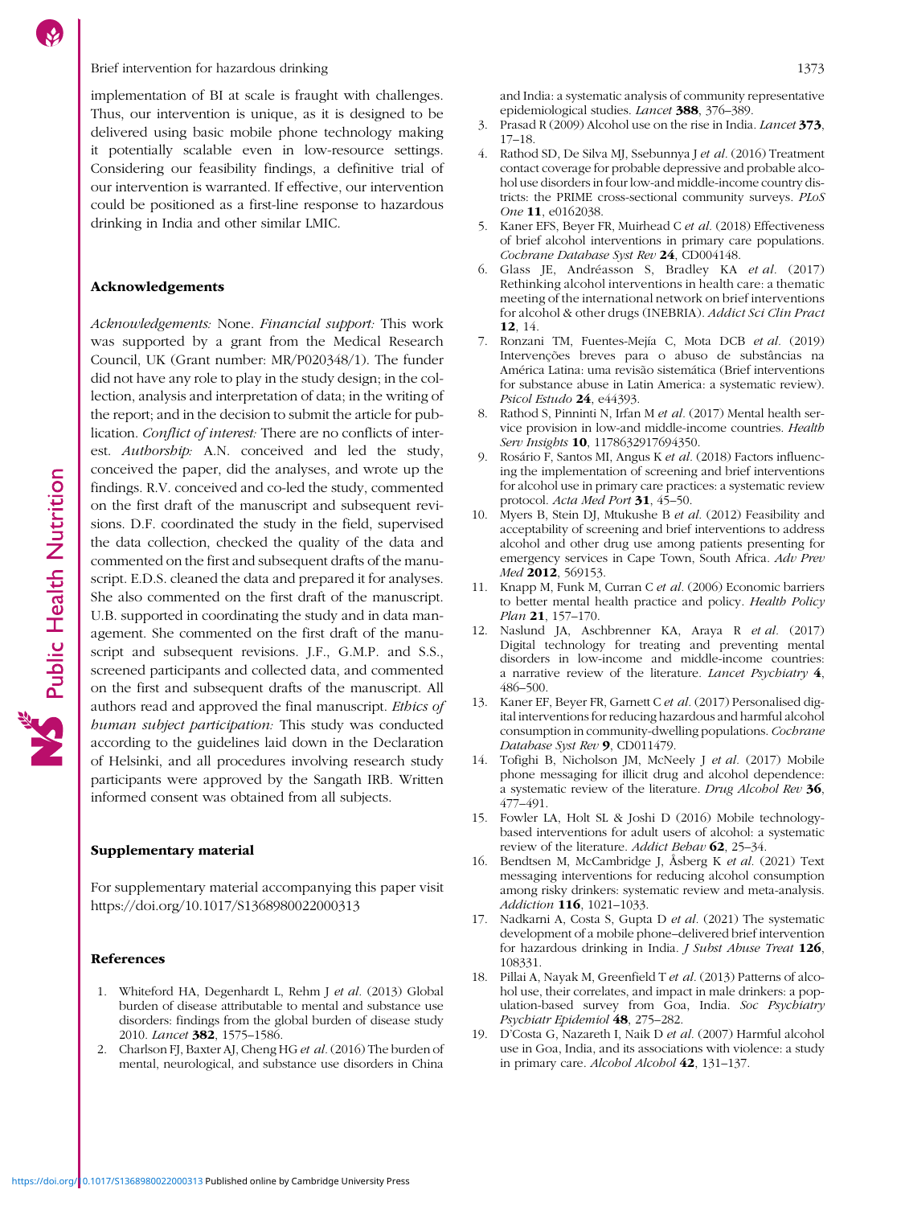implementation of BI at scale is fraught with challenges. Thus, our intervention is unique, as it is designed to be delivered using basic mobile phone technology making it potentially scalable even in low-resource settings. Considering our feasibility findings, a definitive trial of our intervention is warranted. If effective, our intervention could be positioned as a first-line response to hazardous drinking in India and other similar LMIC.

## Acknowledgements

*Acknowledgements:* None. *Financial support:* This work was supported by a grant from the Medical Research Council, UK (Grant number: MR/P020348/1). The funder did not have any role to play in the study design; in the collection, analysis and interpretation of data; in the writing of the report; and in the decision to submit the article for publication. *Conflict of interest:* There are no conflicts of interest. *Authorship:* A.N. conceived and led the study, conceived the paper, did the analyses, and wrote up the findings. R.V. conceived and co-led the study, commented on the first draft of the manuscript and subsequent revisions. D.F. coordinated the study in the field, supervised the data collection, checked the quality of the data and commented on the first and subsequent drafts of the manuscript. E.D.S. cleaned the data and prepared it for analyses. She also commented on the first draft of the manuscript. U.B. supported in coordinating the study and in data management. She commented on the first draft of the manuscript and subsequent revisions. J.F., G.M.P. and S.S., screened participants and collected data, and commented on the first and subsequent drafts of the manuscript. All authors read and approved the final manuscript. *Ethics of human subject participation:* This study was conducted according to the guidelines laid down in the Declaration of Helsinki, and all procedures involving research study participants were approved by the Sangath IRB. Written informed consent was obtained from all subjects.

## Supplementary material

For supplementary material accompanying this paper visit https://doi.org/10.1017/S1368980022000313

## References

1. Whiteford HA, Degenhardt L, Rehm J *et al.* (2013) Global burden of disease attributable to mental and substance use disorders: findings from the global burden of disease study 2010. *Lancet* **382**, 1575–1586.
2. Charlson FJ, Baxter AJ, Cheng HG *et al.* (2016) The burden of mental, neurological, and substance use disorders in China and India: a systematic analysis of community representative epidemiological studies. *Lancet* **388**, 376–389.
3. Prasad R (2009) Alcohol use on the rise in India. *Lancet* **373**, 17–18.
4. Rathod SD, De Silva MJ, Ssebunnya J *et al.* (2016) Treatment contact coverage for probable depressive and probable alcohol use disorders in four low-and middle-income country districts: the PRIME cross-sectional community surveys. *PLoS One* **11**, e0162038.
5. Kaner EFS, Beyer FR, Muirhead C *et al.* (2018) Effectiveness of brief alcohol interventions in primary care populations. *Cochrane Database Syst Rev* **24**, CD004148.
6. Glass JE, Andréasson S, Bradley KA *et al.* (2017) Rethinking alcohol interventions in health care: a thematic meeting of the international network on brief interventions for alcohol & other drugs (INEBRIA). *Addict Sci Clin Pract* **12**, 14.
7. Ronzani TM, Fuentes-Mejía C, Mota DCB *et al.* (2019) Intervenções breves para o abuso de substâncias na América Latina: uma revisão sistemática (Brief interventions for substance abuse in Latin America: a systematic review). *Psicol Estudo* **24**, e44393.
8. Rathod S, Pinninti N, Irfan M *et al.* (2017) Mental health service provision in low-and middle-income countries. *Health Serv Insights* **10**, 1178632917694350.
9. Rosário F, Santos MI, Angus K *et al.* (2018) Factors influencing the implementation of screening and brief interventions for alcohol use in primary care practices: a systematic review protocol. *Acta Med Port* **31**, 45–50.
10. Myers B, Stein DJ, Mtukushe B *et al.* (2012) Feasibility and acceptability of screening and brief interventions to address alcohol and other drug use among patients presenting for emergency services in Cape Town, South Africa. *Adv Prev Med* **2012**, 569153.
11. Knapp M, Funk M, Curran C *et al.* (2006) Economic barriers to better mental health practice and policy. *Health Policy Plan* **21**, 157–170.
12. Naslund JA, Aschbrenner KA, Araya R *et al.* (2017) Digital technology for treating and preventing mental disorders in low-income and middle-income countries: a narrative review of the literature. *Lancet Psychiatry* **4**, 486–500.
13. Kaner EF, Beyer FR, Garnett C *et al.* (2017) Personalised digital interventions for reducing hazardous and harmful alcohol consumption in community-dwelling populations. *Cochrane Database Syst Rev* **9**, CD011479.
14. Tofighi B, Nicholson JM, McNeely J *et al.* (2017) Mobile phone messaging for illicit drug and alcohol dependence: a systematic review of the literature. *Drug Alcohol Rev* **36**, 477–491.
15. Fowler LA, Holt SL & Joshi D (2016) Mobile technology-based interventions for adult users of alcohol: a systematic review of the literature. *Addict Behav* **62**, 25–34.
16. Bendtsen M, McCambridge J, Åsberg K *et al.* (2021) Text messaging interventions for reducing alcohol consumption among risky drinkers: systematic review and meta-analysis. *Addiction* **116**, 1021–1033.
17. Nadkarni A, Costa S, Gupta D *et al.* (2021) The systematic development of a mobile phone–delivered brief intervention for hazardous drinking in India. *J Subst Abuse Treat* **126**, 108331.
18. Pillai A, Nayak M, Greenfield T *et al.* (2013) Patterns of alcohol use, their correlates, and impact in male drinkers: a population-based survey from Goa, India. *Soc Psychiatry Psychiatr Epidemiol* **48**, 275–282.
19. D'Costa G, Nazareth I, Naik D *et al.* (2007) Harmful alcohol use in Goa, India, and its associations with violence: a study in primary care. *Alcohol Alcohol* **42**, 131–137.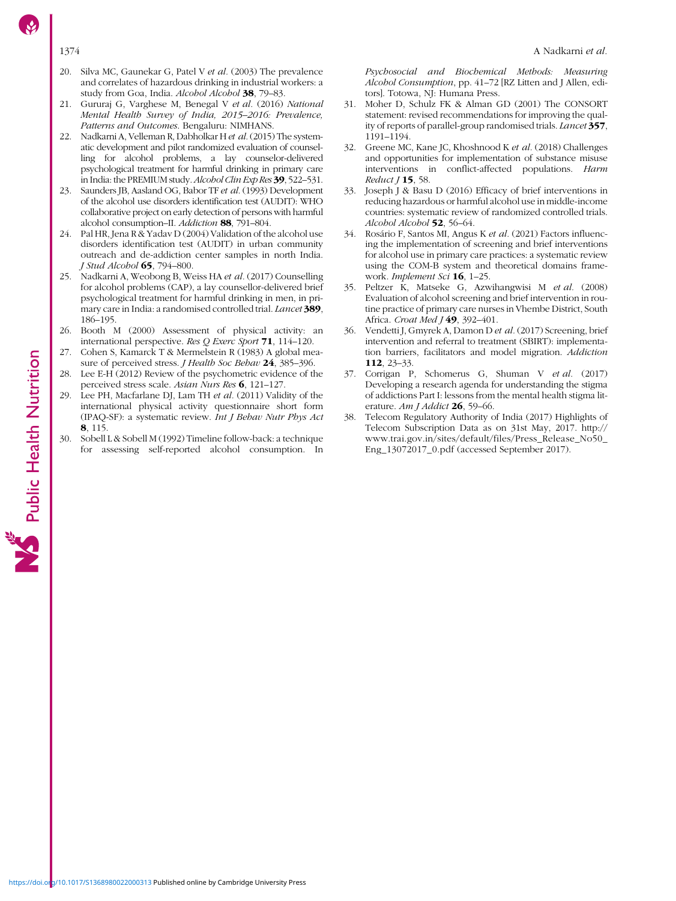20. Silva MC, Gaunekar G, Patel V *et al.* (2003) The prevalence and correlates of hazardous drinking in industrial workers: a study from Goa, India. *Alcohol Alcohol* **38**, 79–83.
21. Gururaj G, Varghese M, Benegal V *et al.* (2016) *National Mental Health Survey of India, 2015–2016: Prevalence, Patterns and Outcomes*. Bengaluru: NIMHANS.
22. Nadkarni A, Velleman R, Dabholkar H *et al.* (2015) The systematic development and pilot randomized evaluation of counselling for alcohol problems, a lay counselor-delivered psychological treatment for harmful drinking in primary care in India: the PREMIUM study. *Alcohol Clin Exp Res* **39**, 522–531.
23. Saunders JB, Aasland OG, Babor TF *et al.* (1993) Development of the alcohol use disorders identification test (AUDIT): WHO collaborative project on early detection of persons with harmful alcohol consumption–II. *Addiction* **88**, 791–804.
24. Pal HR, Jena R & Yadav D (2004) Validation of the alcohol use disorders identification test (AUDIT) in urban community outreach and de-addiction center samples in north India. *J Stud Alcohol* **65**, 794–800.
25. Nadkarni A, Weobong B, Weiss HA *et al.* (2017) Counselling for alcohol problems (CAP), a lay counsellor-delivered brief psychological treatment for harmful drinking in men, in primary care in India: a randomised controlled trial. *Lancet* **389**, 186–195.
26. Booth M (2000) Assessment of physical activity: an international perspective. *Res Q Exerc Sport* **71**, 114–120.
27. Cohen S, Kamarck T & Mermelstein R (1983) A global measure of perceived stress. *J Health Soc Behav* **24**, 385–396.
28. Lee E-H (2012) Review of the psychometric evidence of the perceived stress scale. *Asian Nurs Res* **6**, 121–127.
29. Lee PH, Macfarlane DJ, Lam TH *et al.* (2011) Validity of the international physical activity questionnaire short form (IPAQ-SF): a systematic review. *Int J Behav Nutr Phys Act* **8**, 115.
30. Sobell L & Sobell M (1992) Timeline follow-back: a technique for assessing self-reported alcohol consumption. In *Psychosocial and Biochemical Methods: Measuring Alcohol Consumption*, pp. 41–72 [RZ Litten and J Allen, editors]. Totowa, NJ: Humana Press.
31. Moher D, Schulz FK & Alman GD (2001) The CONSORT statement: revised recommendations for improving the quality of reports of parallel-group randomised trials. *Lancet* **357**, 1191–1194.
32. Greene MC, Kane JC, Khoshnood K *et al.* (2018) Challenges and opportunities for implementation of substance misuse interventions in conflict-affected populations. *Harm Reduct J* **15**, 58.
33. Joseph J & Basu D (2016) Efficacy of brief interventions in reducing hazardous or harmful alcohol use in middle-income countries: systematic review of randomized controlled trials. *Alcohol Alcohol* **52**, 56–64.
34. Rosário F, Santos MI, Angus K *et al.* (2021) Factors influencing the implementation of screening and brief interventions for alcohol use in primary care practices: a systematic review using the COM-B system and theoretical domains framework. *Implement Sci* **16**, 1–25.
35. Peltzer K, Matseke G, Azwihangwisi M *et al.* (2008) Evaluation of alcohol screening and brief intervention in routine practice of primary care nurses in Vhembe District, South Africa. *Croat Med J* **49**, 392–401.
36. Vendetti J, Gmyrek A, Damon D *et al.* (2017) Screening, brief intervention and referral to treatment (SBIRT): implementation barriers, facilitators and model migration. *Addiction* **112**, 23–33.
37. Corrigan P, Schomerus G, Shuman V *et al.* (2017) Developing a research agenda for understanding the stigma of addictions Part I: lessons from the mental health stigma literature. *Am J Addict* **26**, 59–66.
38. Telecom Regulatory Authority of India (2017) Highlights of Telecom Subscription Data as on 31st May, 2017. http://www.trai.gov.in/sites/default/files/Press_Release_No50_Eng_13072017_0.pdf (accessed September 2017).